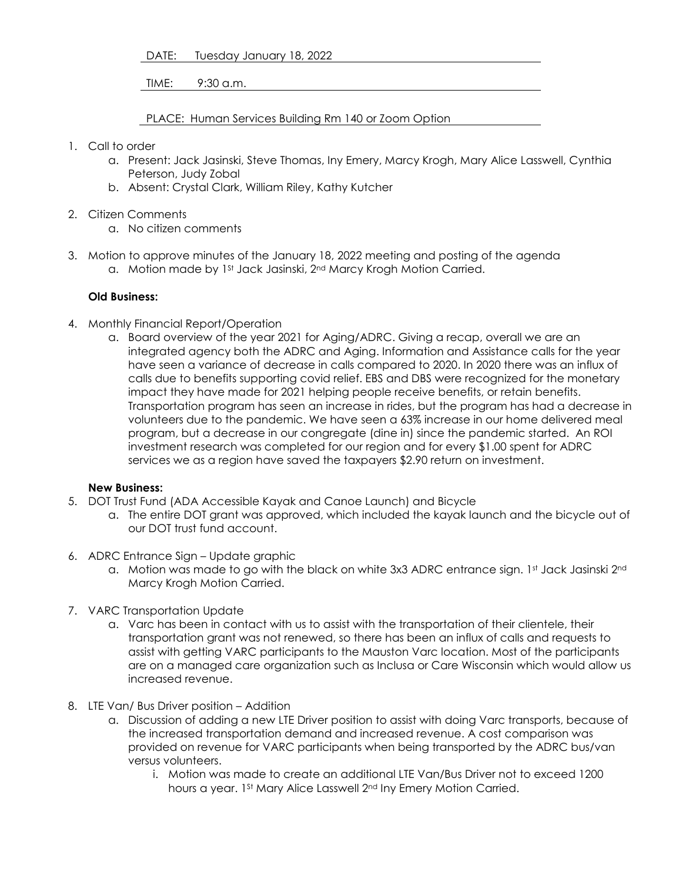DATE: Tuesday January 18, 2022

TIME: 9:30 a.m.

PLACE: Human Services Building Rm 140 or Zoom Option

1. Call to order
   a. Present: Jack Jasinski, Steve Thomas, Iny Emery, Marcy Krogh, Mary Alice Lasswell, Cynthia Peterson, Judy Zobal
   b. Absent: Crystal Clark, William Riley, Kathy Kutcher

2. Citizen Comments
   a. No citizen comments

3. Motion to approve minutes of the January 18, 2022 meeting and posting of the agenda
   a. Motion made by 1St Jack Jasinski, 2nd Marcy Krogh Motion Carried.

**Old Business:**

4. Monthly Financial Report/Operation
   a. Board overview of the year 2021 for Aging/ADRC. Giving a recap, overall we are an integrated agency both the ADRC and Aging. Information and Assistance calls for the year have seen a variance of decrease in calls compared to 2020. In 2020 there was an influx of calls due to benefits supporting covid relief. EBS and DBS were recognized for the monetary impact they have made for 2021 helping people receive benefits, or retain benefits. Transportation program has seen an increase in rides, but the program has had a decrease in volunteers due to the pandemic. We have seen a 63% increase in our home delivered meal program, but a decrease in our congregate (dine in) since the pandemic started. An ROI investment research was completed for our region and for every $1.00 spent for ADRC services we as a region have saved the taxpayers $2.90 return on investment.

**New Business:**

5. DOT Trust Fund (ADA Accessible Kayak and Canoe Launch) and Bicycle
   a. The entire DOT grant was approved, which included the kayak launch and the bicycle out of our DOT trust fund account.

6. ADRC Entrance Sign – Update graphic
   a. Motion was made to go with the black on white 3x3 ADRC entrance sign. 1st Jack Jasinski 2nd Marcy Krogh Motion Carried.

7. VARC Transportation Update
   a. Varc has been in contact with us to assist with the transportation of their clientele, their transportation grant was not renewed, so there has been an influx of calls and requests to assist with getting VARC participants to the Mauston Varc location. Most of the participants are on a managed care organization such as Inclusa or Care Wisconsin which would allow us increased revenue.

8. LTE Van/ Bus Driver position – Addition
   a. Discussion of adding a new LTE Driver position to assist with doing Varc transports, because of the increased transportation demand and increased revenue. A cost comparison was provided on revenue for VARC participants when being transported by the ADRC bus/van versus volunteers.
      i. Motion was made to create an additional LTE Van/Bus Driver not to exceed 1200 hours a year. 1St Mary Alice Lasswell 2nd Iny Emery Motion Carried.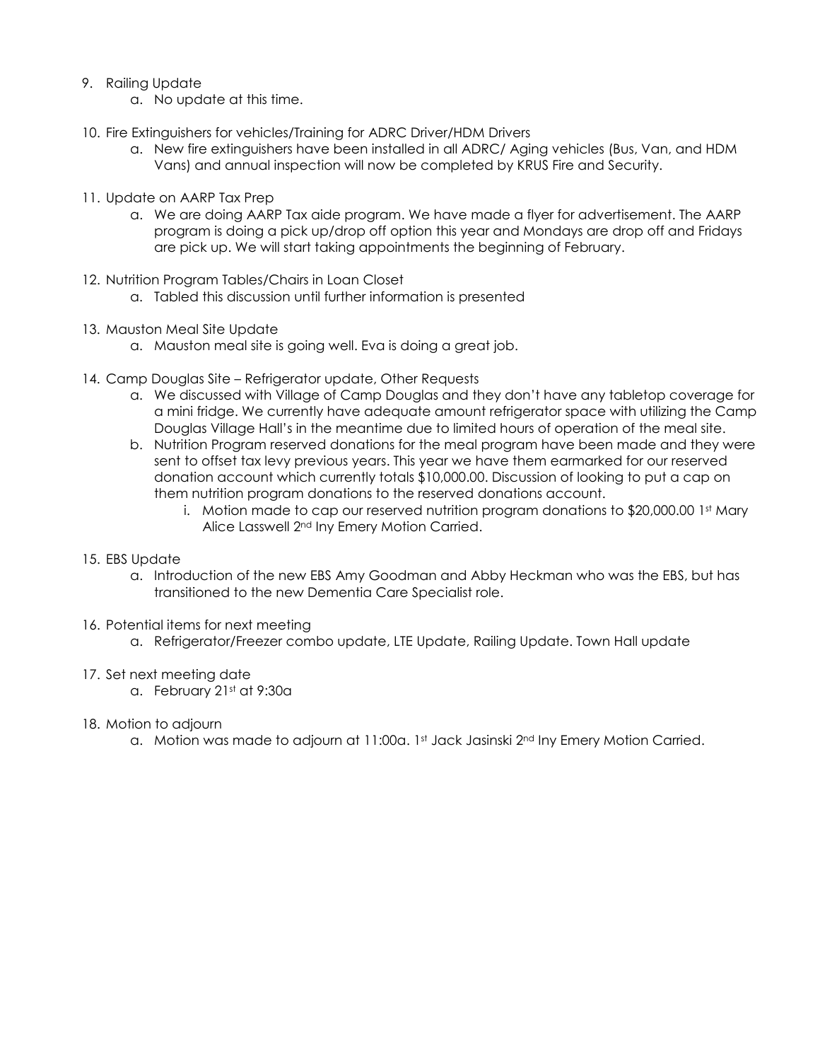9. Railing Update
    a. No update at this time.

10. Fire Extinguishers for vehicles/Training for ADRC Driver/HDM Drivers
    a. New fire extinguishers have been installed in all ADRC/ Aging vehicles (Bus, Van, and HDM Vans) and annual inspection will now be completed by KRUS Fire and Security.

11. Update on AARP Tax Prep
    a. We are doing AARP Tax aide program. We have made a flyer for advertisement. The AARP program is doing a pick up/drop off option this year and Mondays are drop off and Fridays are pick up. We will start taking appointments the beginning of February.

12. Nutrition Program Tables/Chairs in Loan Closet
    a. Tabled this discussion until further information is presented

13. Mauston Meal Site Update
    a. Mauston meal site is going well. Eva is doing a great job.

14. Camp Douglas Site – Refrigerator update, Other Requests
    a. We discussed with Village of Camp Douglas and they don't have any tabletop coverage for a mini fridge. We currently have adequate amount refrigerator space with utilizing the Camp Douglas Village Hall's in the meantime due to limited hours of operation of the meal site.
    b. Nutrition Program reserved donations for the meal program have been made and they were sent to offset tax levy previous years. This year we have them earmarked for our reserved donation account which currently totals $10,000.00. Discussion of looking to put a cap on them nutrition program donations to the reserved donations account.
        i. Motion made to cap our reserved nutrition program donations to $20,000.00 1st Mary Alice Lasswell 2nd Iny Emery Motion Carried.

15. EBS Update
    a. Introduction of the new EBS Amy Goodman and Abby Heckman who was the EBS, but has transitioned to the new Dementia Care Specialist role.

16. Potential items for next meeting
    a. Refrigerator/Freezer combo update, LTE Update, Railing Update. Town Hall update

17. Set next meeting date
    a. February 21st at 9:30a

18. Motion to adjourn
    a. Motion was made to adjourn at 11:00a. 1st Jack Jasinski 2nd Iny Emery Motion Carried.